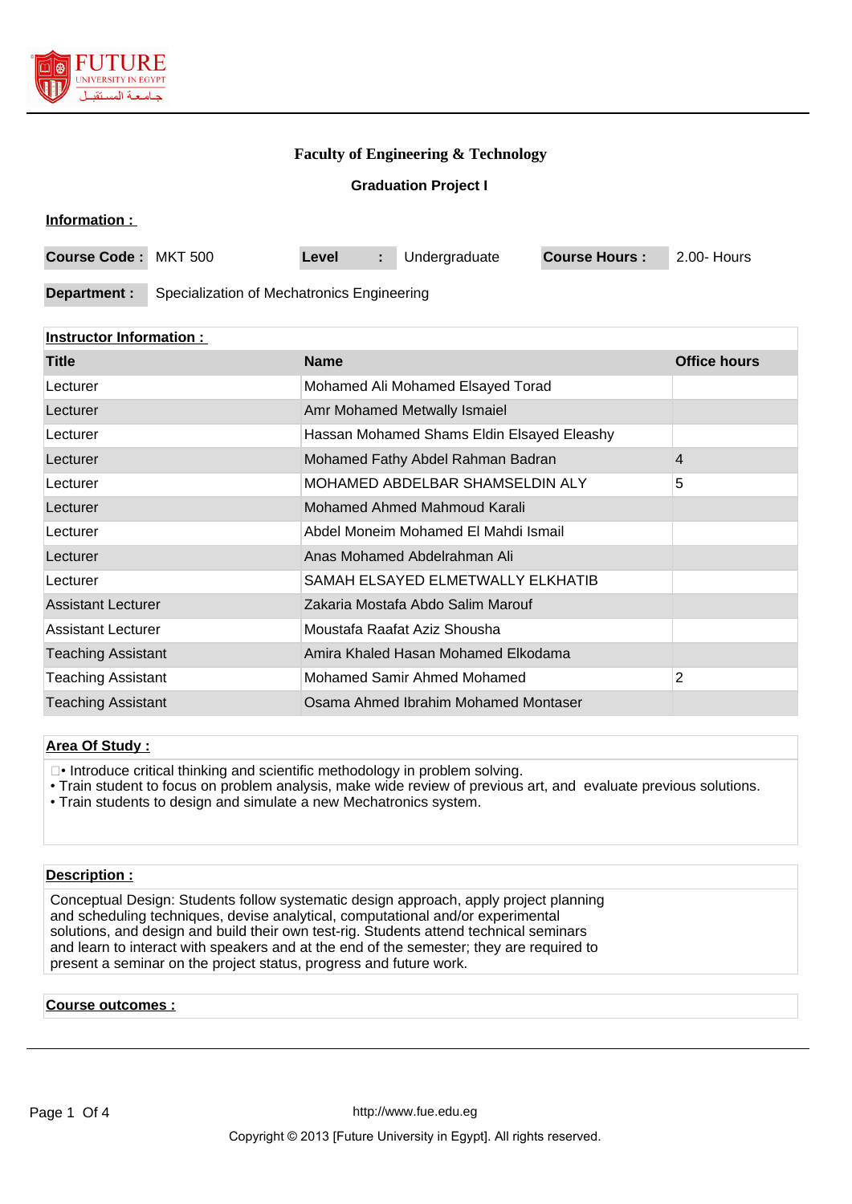**Faculty of Engineering & Technology**

**Graduation Project I**

**Information :**

| Course Code : | MKT 500 | Level : | Undergraduate | Course Hours : | 2.00- Hours |
|---|---|---|---|---|---|

| Department : | Specialization of Mechatronics Engineering |
|---|---|

**Instructor Information :**

| Title | Name | Office hours |
|---|---|---|
| Lecturer | Mohamed Ali Mohamed Elsayed Torad | |
| Lecturer | Amr Mohamed Metwally Ismaiel | |
| Lecturer | Hassan Mohamed Shams Eldin Elsayed Eleashy | |
| Lecturer | Mohamed Fathy Abdel Rahman Badran | 4 |
| Lecturer | MOHAMED ABDELBAR SHAMSELDIN ALY | 5 |
| Lecturer | Mohamed Ahmed Mahmoud Karali | |
| Lecturer | Abdel Moneim Mohamed El Mahdi Ismail | |
| Lecturer | Anas Mohamed Abdelrahman Ali | |
| Lecturer | SAMAH ELSAYED ELMETWALLY ELKHATIB | |
| Assistant Lecturer | Zakaria Mostafa Abdo Salim Marouf | |
| Assistant Lecturer | Moustafa Raafat Aziz Shousha | |
| Teaching Assistant | Amira Khaled Hasan Mohamed Elkodama | |
| Teaching Assistant | Mohamed Samir Ahmed Mohamed | 2 |
| Teaching Assistant | Osama Ahmed Ibrahim Mohamed Montaser | |

**Area Of Study :**

• Introduce critical thinking and scientific methodology in problem solving.
• Train student to focus on problem analysis, make wide review of previous art, and evaluate previous solutions.
• Train students to design and simulate a new Mechatronics system.

**Description :**

Conceptual Design: Students follow systematic design approach, apply project planning and scheduling techniques, devise analytical, computational and/or experimental solutions, and design and build their own test-rig. Students attend technical seminars and learn to interact with speakers and at the end of the semester; they are required to present a seminar on the project status, progress and future work.

**Course outcomes :**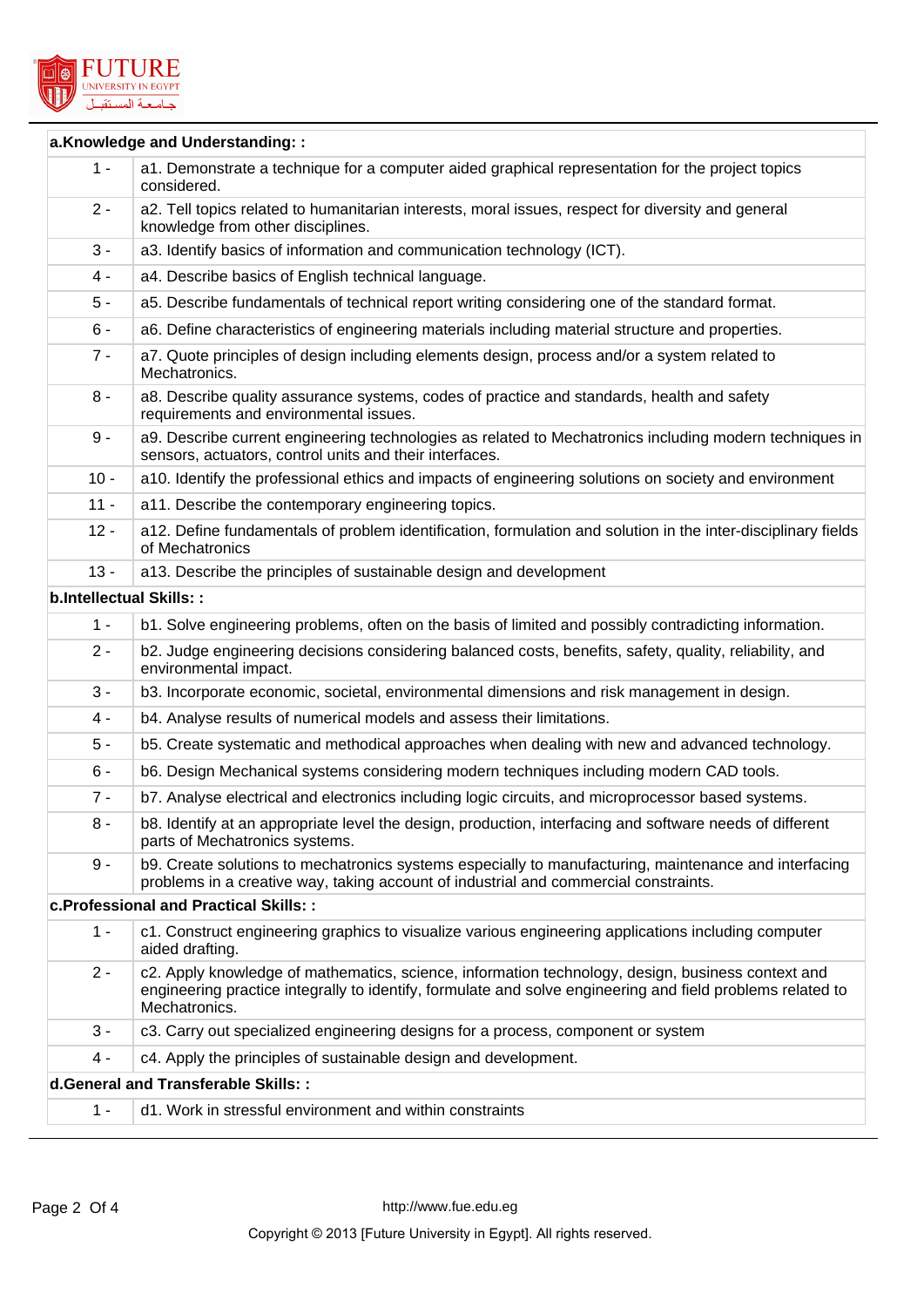| a.Knowledge and Understanding: : | |
|---|---|
| 1 - | a1. Demonstrate a technique for a computer aided graphical representation for the project topics considered. |
| 2 - | a2. Tell topics related to humanitarian interests, moral issues, respect for diversity and general knowledge from other disciplines. |
| 3 - | a3. Identify basics of information and communication technology (ICT). |
| 4 - | a4. Describe basics of English technical language. |
| 5 - | a5. Describe fundamentals of technical report writing considering one of the standard format. |
| 6 - | a6. Define characteristics of engineering materials including material structure and properties. |
| 7 - | a7. Quote principles of design including elements design, process and/or a system related to Mechatronics. |
| 8 - | a8. Describe quality assurance systems, codes of practice and standards, health and safety requirements and environmental issues. |
| 9 - | a9. Describe current engineering technologies as related to Mechatronics including modern techniques in sensors, actuators, control units and their interfaces. |
| 10 - | a10. Identify the professional ethics and impacts of engineering solutions on society and environment |
| 11 - | a11. Describe the contemporary engineering topics. |
| 12 - | a12. Define fundamentals of problem identification, formulation and solution in the inter-disciplinary fields of Mechatronics |
| 13 - | a13. Describe the principles of sustainable design and development |
| **b.Intellectual Skills: :** | |
| 1 - | b1. Solve engineering problems, often on the basis of limited and possibly contradicting information. |
| 2 - | b2. Judge engineering decisions considering balanced costs, benefits, safety, quality, reliability, and environmental impact. |
| 3 - | b3. Incorporate economic, societal, environmental dimensions and risk management in design. |
| 4 - | b4. Analyse results of numerical models and assess their limitations. |
| 5 - | b5. Create systematic and methodical approaches when dealing with new and advanced technology. |
| 6 - | b6. Design Mechanical systems considering modern techniques including modern CAD tools. |
| 7 - | b7. Analyse electrical and electronics including logic circuits, and microprocessor based systems. |
| 8 - | b8. Identify at an appropriate level the design, production, interfacing and software needs of different parts of Mechatronics systems. |
| 9 - | b9. Create solutions to mechatronics systems especially to manufacturing, maintenance and interfacing problems in a creative way, taking account of industrial and commercial constraints. |
| **c.Professional and Practical Skills: :** | |
| 1 - | c1. Construct engineering graphics to visualize various engineering applications including computer aided drafting. |
| 2 - | c2. Apply knowledge of mathematics, science, information technology, design, business context and engineering practice integrally to identify, formulate and solve engineering and field problems related to Mechatronics. |
| 3 - | c3. Carry out specialized engineering designs for a process, component or system |
| 4 - | c4. Apply the principles of sustainable design and development. |
| **d.General and Transferable Skills: :** | |
| 1 - | d1. Work in stressful environment and within constraints |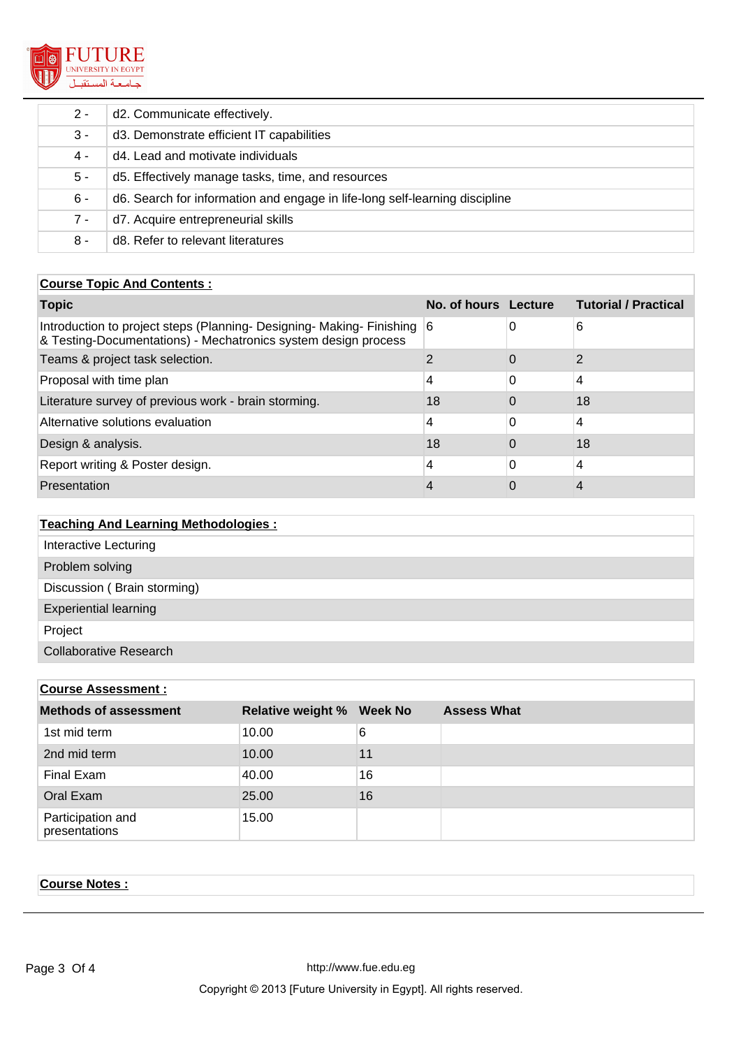| | |
|---|---|
| 2 - | d2. Communicate effectively. |
| 3 - | d3. Demonstrate efficient IT capabilities |
| 4 - | d4. Lead and motivate individuals |
| 5 - | d5. Effectively manage tasks, time, and resources |
| 6 - | d6. Search for information and engage in life-long self-learning discipline |
| 7 - | d7. Acquire entrepreneurial skills |
| 8 - | d8. Refer to relevant literatures |

**Course Topic And Contents :**

| Topic | No. of hours | Lecture | Tutorial / Practical |
|---|---|---|---|
| Introduction to project steps (Planning- Designing- Making- Finishing & Testing-Documentations) - Mechatronics system design process | 6 | 0 | 6 |
| Teams & project task selection. | 2 | 0 | 2 |
| Proposal with time plan | 4 | 0 | 4 |
| Literature survey of previous work - brain storming. | 18 | 0 | 18 |
| Alternative solutions evaluation | 4 | 0 | 4 |
| Design & analysis. | 18 | 0 | 18 |
| Report writing & Poster design. | 4 | 0 | 4 |
| Presentation | 4 | 0 | 4 |

**Teaching And Learning Methodologies :**

- Interactive Lecturing
- Problem solving
- Discussion ( Brain storming)
- Experiential learning
- Project
- Collaborative Research

**Course Assessment :**

| Methods of assessment | Relative weight % | Week No | Assess What |
|---|---|---|---|
| 1st mid term | 10.00 | 6 | |
| 2nd mid term | 10.00 | 11 | |
| Final Exam | 40.00 | 16 | |
| Oral Exam | 25.00 | 16 | |
| Participation and presentations | 15.00 | | |

**Course Notes :**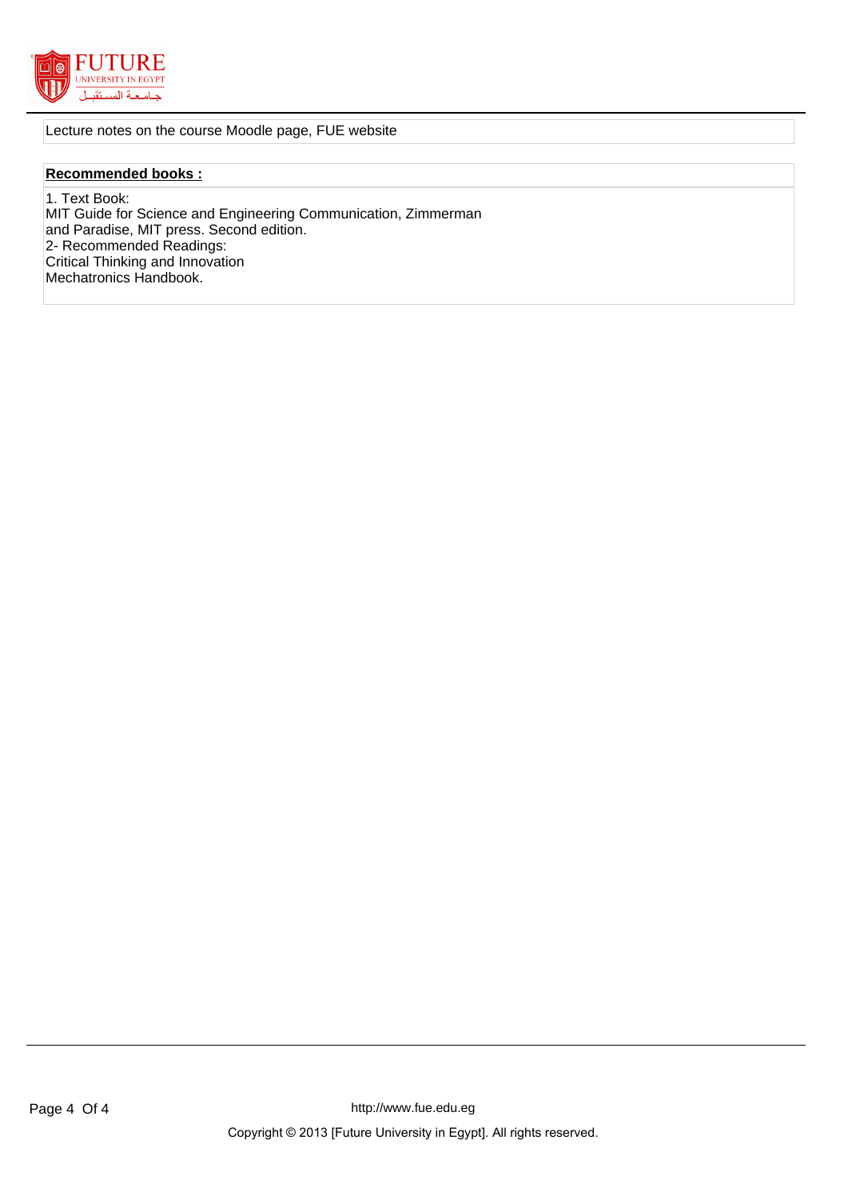Lecture notes on the course Moodle page, FUE website

**Recommended books :**

1. Text Book:
MIT Guide for Science and Engineering Communication, Zimmerman and Paradise, MIT press. Second edition.
2- Recommended Readings:
Critical Thinking and Innovation
Mechatronics Handbook.